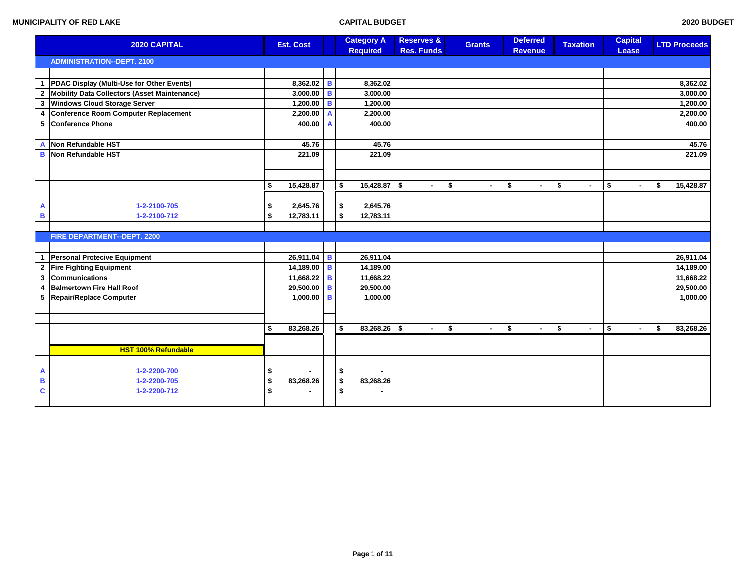MUNICIPALITY OF RED LAKE — CAPITAL BUDGET — 2020 BUDGET

| | 2020 CAPITAL | Est. Cost | | Category A Required | Reserves & Res. Funds | Grants | Deferred Revenue | Taxation | Capital Lease | LTD Proceeds |
|---|---|---|---|---|---|---|---|---|---|---|
| | **ADMINISTRATION--DEPT. 2100** | | | | | | | | | |
| 1 | PDAC Display (Multi-Use for Other Events) | 8,362.02 | B | 8,362.02 | | | | | | 8,362.02 |
| 2 | Mobility Data Collectors (Asset Maintenance) | 3,000.00 | B | 3,000.00 | | | | | | 3,000.00 |
| 3 | Windows Cloud Storage Server | 1,200.00 | B | 1,200.00 | | | | | | 1,200.00 |
| 4 | Conference Room Computer Replacement | 2,200.00 | A | 2,200.00 | | | | | | 2,200.00 |
| 5 | Conference Phone | 400.00 | A | 400.00 | | | | | | 400.00 |
| A | Non Refundable HST | 45.76 | | 45.76 | | | | | | 45.76 |
| B | Non Refundable HST | 221.09 | | 221.09 | | | | | | 221.09 |
| | | $ 15,428.87 | | $ 15,428.87 | $ - | $ - | $ - | $ - | $ - | $ 15,428.87 |
| A | 1-2-2100-705 | $ 2,645.76 | | $ 2,645.76 | | | | | | |
| B | 1-2-2100-712 | $ 12,783.11 | | $ 12,783.11 | | | | | | |
| | **FIRE DEPARTMENT--DEPT. 2200** | | | | | | | | | |
| 1 | Personal Protecive Equipment | 26,911.04 | B | 26,911.04 | | | | | | 26,911.04 |
| 2 | Fire Fighting Equipment | 14,189.00 | B | 14,189.00 | | | | | | 14,189.00 |
| 3 | Communications | 11,668.22 | B | 11,668.22 | | | | | | 11,668.22 |
| 4 | Balmertown Fire Hall Roof | 29,500.00 | B | 29,500.00 | | | | | | 29,500.00 |
| 5 | Repair/Replace Computer | 1,000.00 | B | 1,000.00 | | | | | | 1,000.00 |
| | | $ 83,268.26 | | $ 83,268.26 | $ - | $ - | $ - | $ - | $ - | $ 83,268.26 |
| | **HST 100% Refundable** | | | | | | | | | |
| A | 1-2-2200-700 | $ - | | $ - | | | | | | |
| B | 1-2-2200-705 | $ 83,268.26 | | $ 83,268.26 | | | | | | |
| C | 1-2-2200-712 | $ - | | $ - | | | | | | |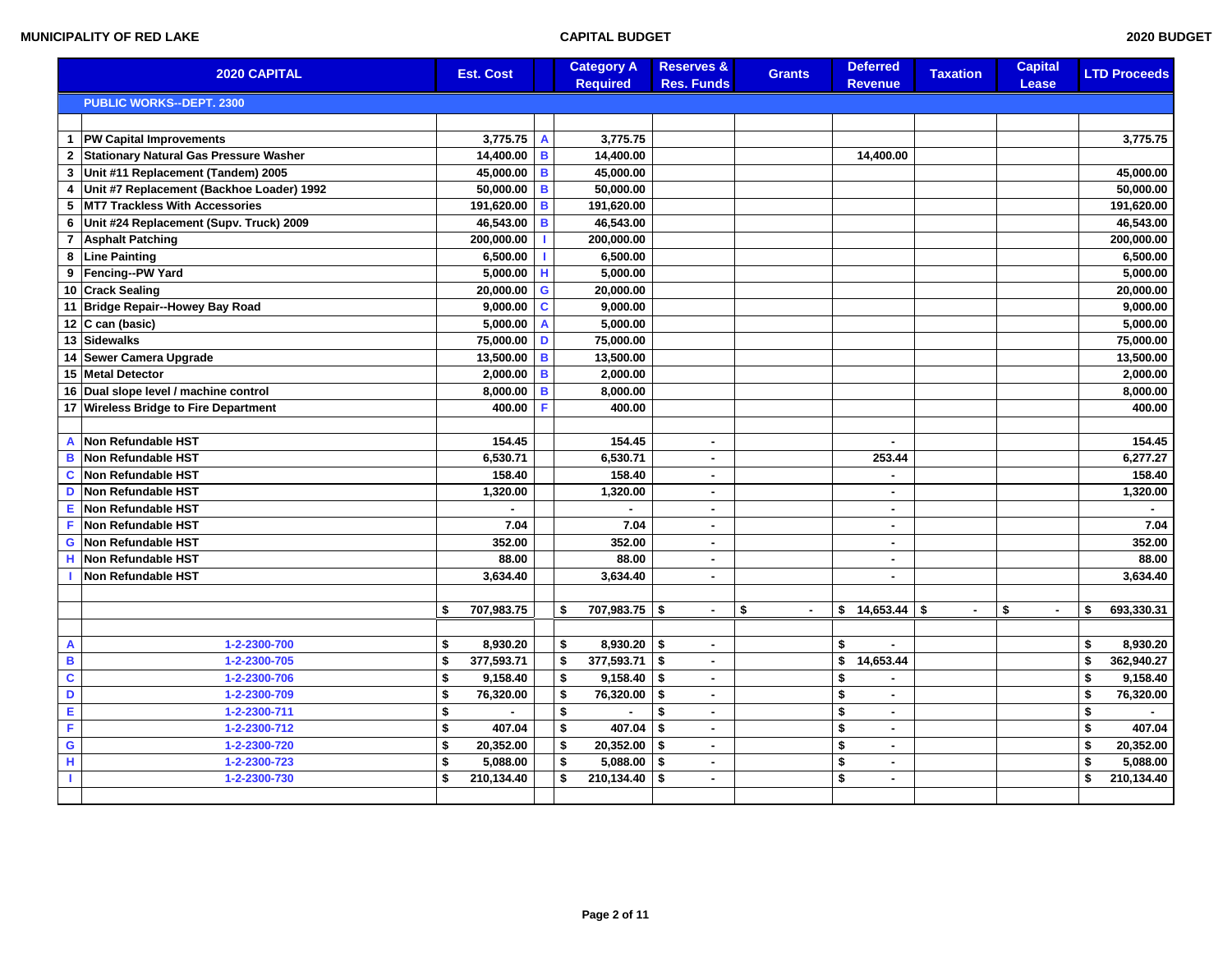MUNICIPALITY OF RED LAKE

CAPITAL BUDGET

2020 BUDGET

| | 2020 CAPITAL | Est. Cost | | Category A Required | Reserves & Res. Funds | Grants | Deferred Revenue | Taxation | Capital Lease | LTD Proceeds |
|---|---|---|---|---|---|---|---|---|---|---|
| | **PUBLIC WORKS--DEPT. 2300** | | | | | | | | | |
| 1 | PW Capital Improvements | 3,775.75 | A | 3,775.75 | | | | | | 3,775.75 |
| 2 | Stationary Natural Gas Pressure Washer | 14,400.00 | B | 14,400.00 | | | 14,400.00 | | | |
| 3 | Unit #11 Replacement (Tandem) 2005 | 45,000.00 | B | 45,000.00 | | | | | | 45,000.00 |
| 4 | Unit #7 Replacement (Backhoe Loader) 1992 | 50,000.00 | B | 50,000.00 | | | | | | 50,000.00 |
| 5 | MT7 Trackless With Accessories | 191,620.00 | B | 191,620.00 | | | | | | 191,620.00 |
| 6 | Unit #24 Replacement (Supv. Truck) 2009 | 46,543.00 | B | 46,543.00 | | | | | | 46,543.00 |
| 7 | Asphalt Patching | 200,000.00 | I | 200,000.00 | | | | | | 200,000.00 |
| 8 | Line Painting | 6,500.00 | I | 6,500.00 | | | | | | 6,500.00 |
| 9 | Fencing--PW Yard | 5,000.00 | H | 5,000.00 | | | | | | 5,000.00 |
| 10 | Crack Sealing | 20,000.00 | G | 20,000.00 | | | | | | 20,000.00 |
| 11 | Bridge Repair--Howey Bay Road | 9,000.00 | C | 9,000.00 | | | | | | 9,000.00 |
| 12 | C can (basic) | 5,000.00 | A | 5,000.00 | | | | | | 5,000.00 |
| 13 | Sidewalks | 75,000.00 | D | 75,000.00 | | | | | | 75,000.00 |
| 14 | Sewer Camera Upgrade | 13,500.00 | B | 13,500.00 | | | | | | 13,500.00 |
| 15 | Metal Detector | 2,000.00 | B | 2,000.00 | | | | | | 2,000.00 |
| 16 | Dual slope level / machine control | 8,000.00 | B | 8,000.00 | | | | | | 8,000.00 |
| 17 | Wireless Bridge to Fire Department | 400.00 | F | 400.00 | | | | | | 400.00 |
| | | | | | | | | | | |
| A | Non Refundable HST | 154.45 | | 154.45 | - | | - | | | 154.45 |
| B | Non Refundable HST | 6,530.71 | | 6,530.71 | - | | 253.44 | | | 6,277.27 |
| C | Non Refundable HST | 158.40 | | 158.40 | - | | - | | | 158.40 |
| D | Non Refundable HST | 1,320.00 | | 1,320.00 | - | | - | | | 1,320.00 |
| E | Non Refundable HST | - | | - | - | | - | | | - |
| F | Non Refundable HST | 7.04 | | 7.04 | - | | - | | | 7.04 |
| G | Non Refundable HST | 352.00 | | 352.00 | - | | - | | | 352.00 |
| H | Non Refundable HST | 88.00 | | 88.00 | - | | - | | | 88.00 |
| I | Non Refundable HST | 3,634.40 | | 3,634.40 | - | | - | | | 3,634.40 |
| | | | | | | | | | | |
| | | $ 707,983.75 | | $ 707,983.75 | $ - | $ - | $ 14,653.44 | $ - | $ - | $ 693,330.31 |
| | | | | | | | | | | |
| A | 1-2-2300-700 | $ 8,930.20 | | $ 8,930.20 | $ - | | $ - | | | $ 8,930.20 |
| B | 1-2-2300-705 | $ 377,593.71 | | $ 377,593.71 | $ - | | $ 14,653.44 | | | $ 362,940.27 |
| C | 1-2-2300-706 | $ 9,158.40 | | $ 9,158.40 | $ - | | $ - | | | $ 9,158.40 |
| D | 1-2-2300-709 | $ 76,320.00 | | $ 76,320.00 | $ - | | $ - | | | $ 76,320.00 |
| E | 1-2-2300-711 | $ - | | $ - | $ - | | $ - | | | $ - |
| F | 1-2-2300-712 | $ 407.04 | | $ 407.04 | $ - | | $ - | | | $ 407.04 |
| G | 1-2-2300-720 | $ 20,352.00 | | $ 20,352.00 | $ - | | $ - | | | $ 20,352.00 |
| H | 1-2-2300-723 | $ 5,088.00 | | $ 5,088.00 | $ - | | $ - | | | $ 5,088.00 |
| I | 1-2-2300-730 | $ 210,134.40 | | $ 210,134.40 | $ - | | $ - | | | $ 210,134.40 |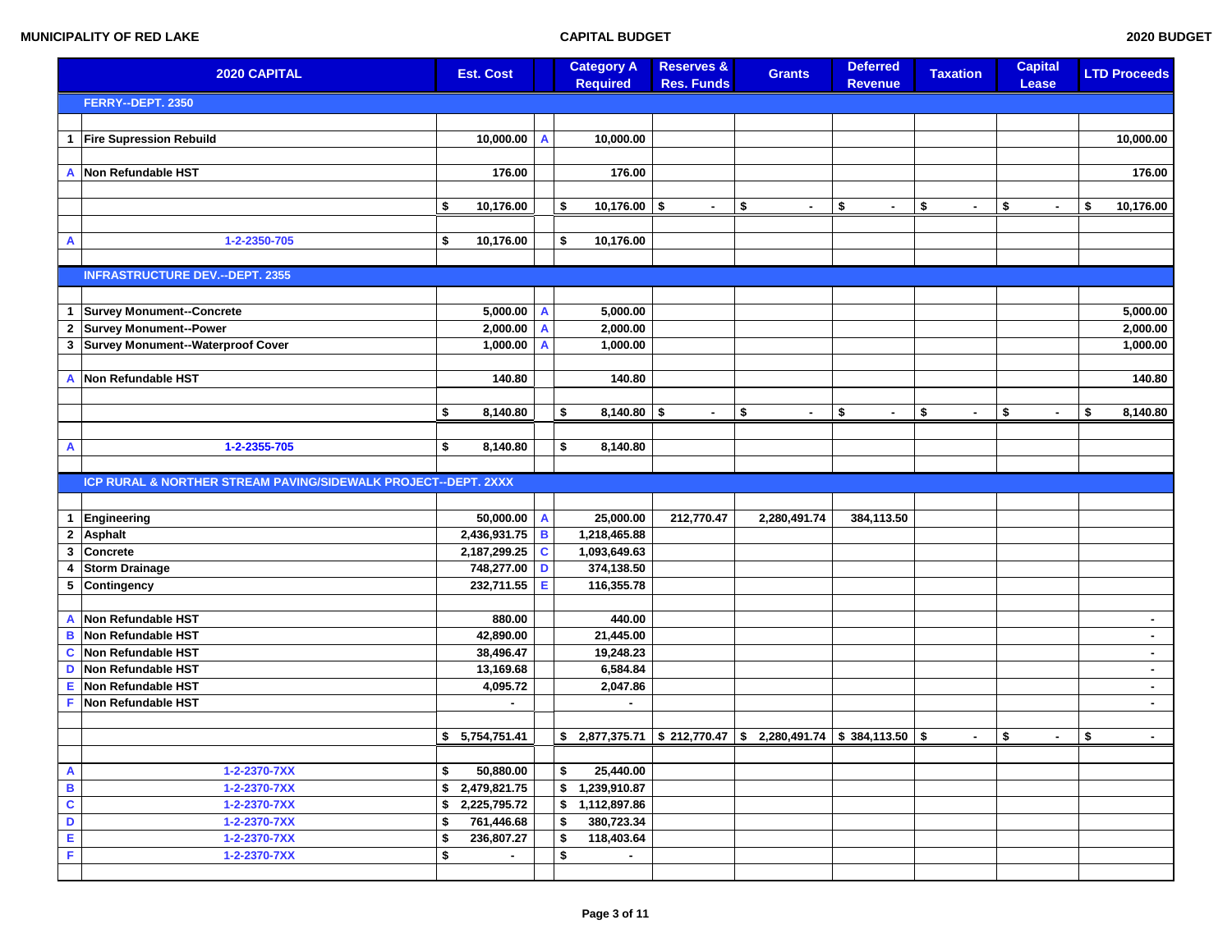**MUNICIPALITY OF RED LAKE** — **CAPITAL BUDGET** — **2020 BUDGET**

| | 2020 CAPITAL | Est. Cost | | Category A Required | Reserves & Res. Funds | Grants | Deferred Revenue | Taxation | Capital Lease | LTD Proceeds |
|---|---|---|---|---|---|---|---|---|---|---|
| | **FERRY--DEPT. 2350** | | | | | | | | | |
| 1 | Fire Supression Rebuild | 10,000.00 | A | 10,000.00 | | | | | | 10,000.00 |
| A | Non Refundable HST | 176.00 | | 176.00 | | | | | | 176.00 |
| | | $ 10,176.00 | | $ 10,176.00 | $ - | $ - | $ - | $ - | $ - | $ 10,176.00 |
| A | 1-2-2350-705 | $ 10,176.00 | | $ 10,176.00 | | | | | | |
| | **INFRASTRUCTURE DEV.--DEPT. 2355** | | | | | | | | | |
| 1 | Survey Monument--Concrete | 5,000.00 | A | 5,000.00 | | | | | | 5,000.00 |
| 2 | Survey Monument--Power | 2,000.00 | A | 2,000.00 | | | | | | 2,000.00 |
| 3 | Survey Monument--Waterproof Cover | 1,000.00 | A | 1,000.00 | | | | | | 1,000.00 |
| A | Non Refundable HST | 140.80 | | 140.80 | | | | | | 140.80 |
| | | $ 8,140.80 | | $ 8,140.80 | $ - | $ - | $ - | $ - | $ - | $ 8,140.80 |
| A | 1-2-2355-705 | $ 8,140.80 | | $ 8,140.80 | | | | | | |
| | **ICP RURAL & NORTHER STREAM PAVING/SIDEWALK PROJECT--DEPT. 2XXX** | | | | | | | | | |
| 1 | Engineering | 50,000.00 | A | 25,000.00 | 212,770.47 | 2,280,491.74 | 384,113.50 | | | |
| 2 | Asphalt | 2,436,931.75 | B | 1,218,465.88 | | | | | | |
| 3 | Concrete | 2,187,299.25 | C | 1,093,649.63 | | | | | | |
| 4 | Storm Drainage | 748,277.00 | D | 374,138.50 | | | | | | |
| 5 | Contingency | 232,711.55 | E | 116,355.78 | | | | | | |
| A | Non Refundable HST | 880.00 | | 440.00 | | | | | | - |
| B | Non Refundable HST | 42,890.00 | | 21,445.00 | | | | | | - |
| C | Non Refundable HST | 38,496.47 | | 19,248.23 | | | | | | - |
| D | Non Refundable HST | 13,169.68 | | 6,584.84 | | | | | | - |
| E | Non Refundable HST | 4,095.72 | | 2,047.86 | | | | | | - |
| F | Non Refundable HST | - | | - | | | | | | - |
| | | $ 5,754,751.41 | | $ 2,877,375.71 | $ 212,770.47 | $ 2,280,491.74 | $ 384,113.50 | $ - | $ - | $ - |
| A | 1-2-2370-7XX | $ 50,880.00 | | $ 25,440.00 | | | | | | |
| B | 1-2-2370-7XX | $ 2,479,821.75 | | $ 1,239,910.87 | | | | | | |
| C | 1-2-2370-7XX | $ 2,225,795.72 | | $ 1,112,897.86 | | | | | | |
| D | 1-2-2370-7XX | $ 761,446.68 | | $ 380,723.34 | | | | | | |
| E | 1-2-2370-7XX | $ 236,807.27 | | $ 118,403.64 | | | | | | |
| F | 1-2-2370-7XX | $ - | | $ - | | | | | | |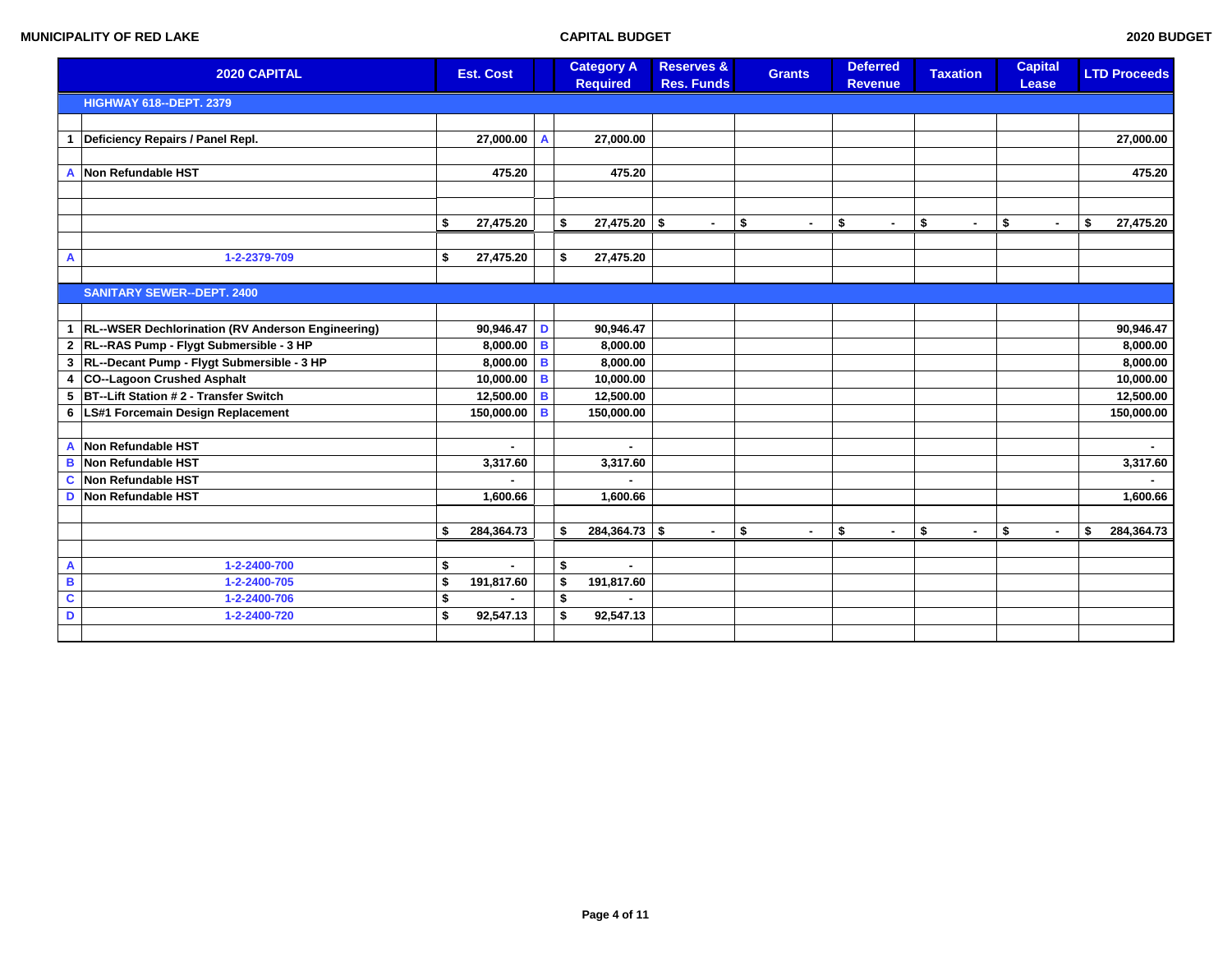**MUNICIPALITY OF RED LAKE** | **CAPITAL BUDGET** | **2020 BUDGET**

| | 2020 CAPITAL | Est. Cost | | Category A Required | Reserves & Res. Funds | Grants | Deferred Revenue | Taxation | Capital Lease | LTD Proceeds |
|---|---|---|---|---|---|---|---|---|---|---|
| | **HIGHWAY 618--DEPT. 2379** | | | | | | | | | |
| | | | | | | | | | | |
| 1 | Deficiency Repairs / Panel Repl. | 27,000.00 | A | 27,000.00 | | | | | | 27,000.00 |
| | | | | | | | | | | |
| A | Non Refundable HST | 475.20 | | 475.20 | | | | | | 475.20 |
| | | | | | | | | | | |
| | | | | | | | | | | |
| | | $ 27,475.20 | | $ 27,475.20 | $ - | $ - | $ - | $ - | $ - | $ 27,475.20 |
| | | | | | | | | | | |
| A | 1-2-2379-709 | $ 27,475.20 | | $ 27,475.20 | | | | | | |
| | | | | | | | | | | |
| | **SANITARY SEWER--DEPT. 2400** | | | | | | | | | |
| | | | | | | | | | | |
| 1 | RL--WSER Dechlorination (RV Anderson Engineering) | 90,946.47 | D | 90,946.47 | | | | | | 90,946.47 |
| 2 | RL--RAS Pump - Flygt Submersible - 3 HP | 8,000.00 | B | 8,000.00 | | | | | | 8,000.00 |
| 3 | RL--Decant Pump - Flygt Submersible - 3 HP | 8,000.00 | B | 8,000.00 | | | | | | 8,000.00 |
| 4 | CO--Lagoon Crushed Asphalt | 10,000.00 | B | 10,000.00 | | | | | | 10,000.00 |
| 5 | BT--Lift Station # 2 - Transfer Switch | 12,500.00 | B | 12,500.00 | | | | | | 12,500.00 |
| 6 | LS#1 Forcemain Design Replacement | 150,000.00 | B | 150,000.00 | | | | | | 150,000.00 |
| | | | | | | | | | | |
| A | Non Refundable HST | - | | - | | | | | | - |
| B | Non Refundable HST | 3,317.60 | | 3,317.60 | | | | | | 3,317.60 |
| C | Non Refundable HST | - | | - | | | | | | - |
| D | Non Refundable HST | 1,600.66 | | 1,600.66 | | | | | | 1,600.66 |
| | | | | | | | | | | |
| | | $ 284,364.73 | | $ 284,364.73 | $ - | $ - | $ - | $ - | $ - | $ 284,364.73 |
| | | | | | | | | | | |
| A | 1-2-2400-700 | $ - | | $ - | | | | | | |
| B | 1-2-2400-705 | $ 191,817.60 | | $ 191,817.60 | | | | | | |
| C | 1-2-2400-706 | $ - | | $ - | | | | | | |
| D | 1-2-2400-720 | $ 92,547.13 | | $ 92,547.13 | | | | | | |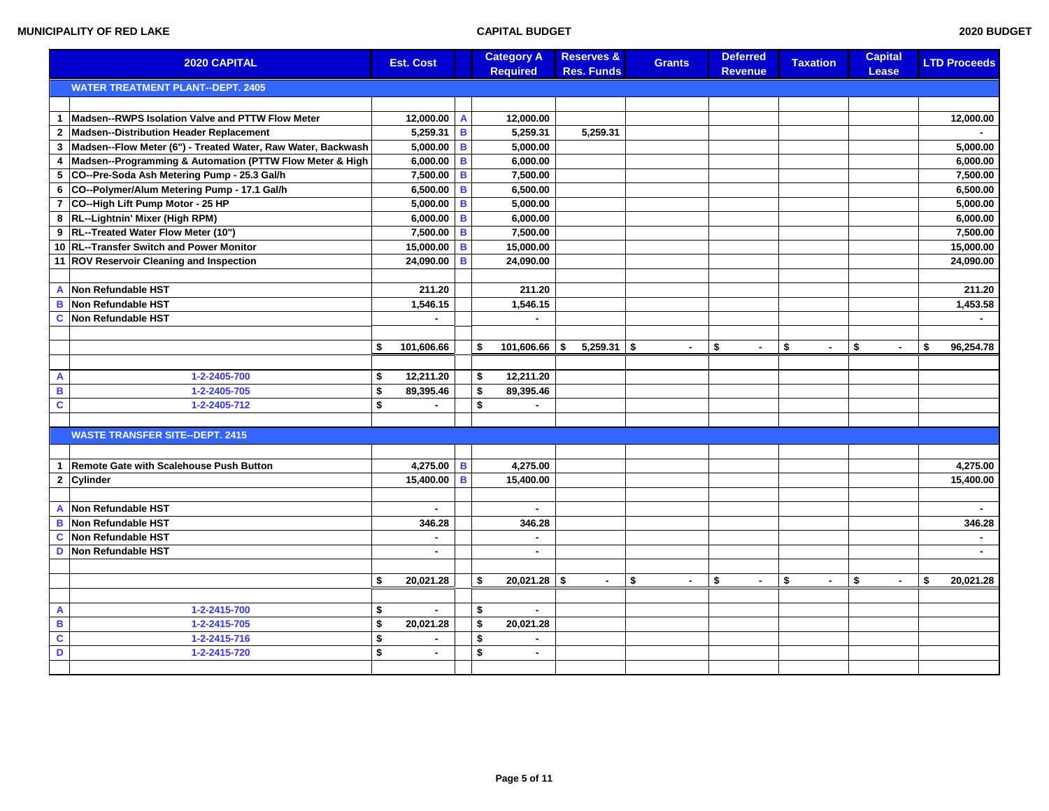MUNICIPALITY OF RED LAKE — CAPITAL BUDGET — 2020 BUDGET

| | 2020 CAPITAL | Est. Cost | | Category A Required | Reserves & Res. Funds | Grants | Deferred Revenue | Taxation | Capital Lease | LTD Proceeds |
|---|---|---|---|---|---|---|---|---|---|---|
| | **WATER TREATMENT PLANT--DEPT. 2405** | | | | | | | | | |
| 1 | Madsen--RWPS Isolation Valve and PTTW Flow Meter | 12,000.00 | A | 12,000.00 | | | | | | 12,000.00 |
| 2 | Madsen--Distribution Header Replacement | 5,259.31 | B | 5,259.31 | 5,259.31 | | | | | - |
| 3 | Madsen--Flow Meter (6") - Treated Water, Raw Water, Backwash | 5,000.00 | B | 5,000.00 | | | | | | 5,000.00 |
| 4 | Madsen--Programming & Automation (PTTW Flow Meter & High | 6,000.00 | B | 6,000.00 | | | | | | 6,000.00 |
| 5 | CO--Pre-Soda Ash Metering Pump - 25.3 Gal/h | 7,500.00 | B | 7,500.00 | | | | | | 7,500.00 |
| 6 | CO--Polymer/Alum Metering Pump - 17.1 Gal/h | 6,500.00 | B | 6,500.00 | | | | | | 6,500.00 |
| 7 | CO--High Lift Pump Motor - 25 HP | 5,000.00 | B | 5,000.00 | | | | | | 5,000.00 |
| 8 | RL--Lightnin' Mixer (High RPM) | 6,000.00 | B | 6,000.00 | | | | | | 6,000.00 |
| 9 | RL--Treated Water Flow Meter (10") | 7,500.00 | B | 7,500.00 | | | | | | 7,500.00 |
| 10 | RL--Transfer Switch and Power Monitor | 15,000.00 | B | 15,000.00 | | | | | | 15,000.00 |
| 11 | ROV Reservoir Cleaning and Inspection | 24,090.00 | B | 24,090.00 | | | | | | 24,090.00 |
| A | Non Refundable HST | 211.20 | | 211.20 | | | | | | 211.20 |
| B | Non Refundable HST | 1,546.15 | | 1,546.15 | | | | | | 1,453.58 |
| C | Non Refundable HST | - | | - | | | | | | - |
| | | $ 101,606.66 | | $ 101,606.66 | $ 5,259.31 | $ - | $ - | $ - | $ - | $ 96,254.78 |
| A | 1-2-2405-700 | $ 12,211.20 | | $ 12,211.20 | | | | | | |
| B | 1-2-2405-705 | $ 89,395.46 | | $ 89,395.46 | | | | | | |
| C | 1-2-2405-712 | $ - | | $ - | | | | | | |
| | **WASTE TRANSFER SITE--DEPT. 2415** | | | | | | | | | |
| 1 | Remote Gate with Scalehouse Push Button | 4,275.00 | B | 4,275.00 | | | | | | 4,275.00 |
| 2 | Cylinder | 15,400.00 | B | 15,400.00 | | | | | | 15,400.00 |
| A | Non Refundable HST | - | | - | | | | | | - |
| B | Non Refundable HST | 346.28 | | 346.28 | | | | | | 346.28 |
| C | Non Refundable HST | - | | - | | | | | | - |
| D | Non Refundable HST | - | | - | | | | | | - |
| | | $ 20,021.28 | | $ 20,021.28 | $ - | $ - | $ - | $ - | $ - | $ 20,021.28 |
| A | 1-2-2415-700 | $ - | | $ - | | | | | | |
| B | 1-2-2415-705 | $ 20,021.28 | | $ 20,021.28 | | | | | | |
| C | 1-2-2415-716 | $ - | | $ - | | | | | | |
| D | 1-2-2415-720 | $ - | | $ - | | | | | | |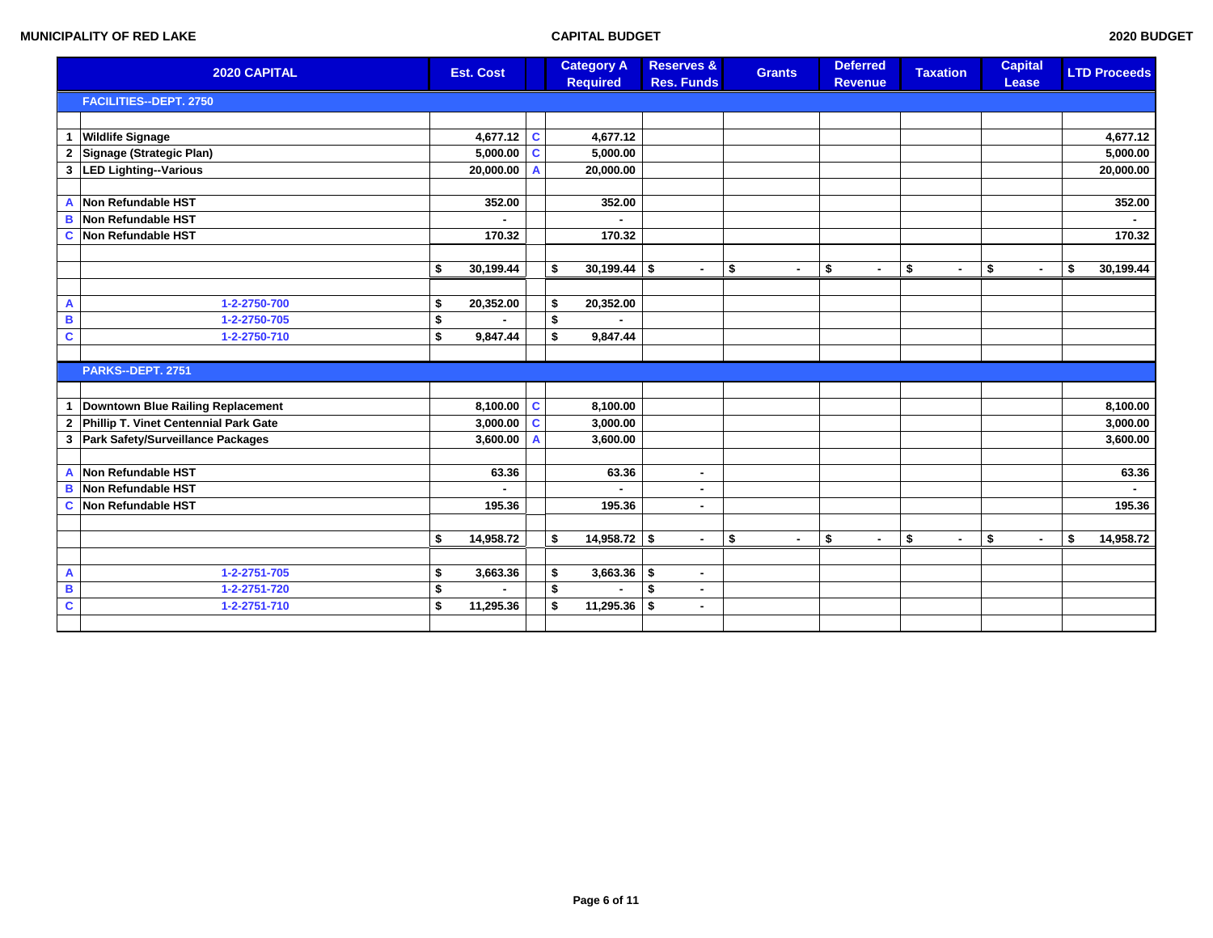MUNICIPALITY OF RED LAKE

CAPITAL BUDGET

2020 BUDGET

| | 2020 CAPITAL | Est. Cost | | Category A Required | Reserves & Res. Funds | Grants | Deferred Revenue | Taxation | Capital Lease | LTD Proceeds |
|---|---|---|---|---|---|---|---|---|---|---|
| | **FACILITIES--DEPT. 2750** | | | | | | | | | |
| | | | | | | | | | | |
| 1 | Wildlife Signage | 4,677.12 | C | 4,677.12 | | | | | | 4,677.12 |
| 2 | Signage (Strategic Plan) | 5,000.00 | C | 5,000.00 | | | | | | 5,000.00 |
| 3 | LED Lighting--Various | 20,000.00 | A | 20,000.00 | | | | | | 20,000.00 |
| | | | | | | | | | | |
| A | Non Refundable HST | 352.00 | | 352.00 | | | | | | 352.00 |
| B | Non Refundable HST | - | | - | | | | | | - |
| C | Non Refundable HST | 170.32 | | 170.32 | | | | | | 170.32 |
| | | | | | | | | | | |
| | | $ 30,199.44 | | $ 30,199.44 | $ - | $ - | $ - | $ - | $ - | $ 30,199.44 |
| | | | | | | | | | | |
| A | 1-2-2750-700 | $ 20,352.00 | | $ 20,352.00 | | | | | | |
| B | 1-2-2750-705 | $ - | | $ - | | | | | | |
| C | 1-2-2750-710 | $ 9,847.44 | | $ 9,847.44 | | | | | | |
| | | | | | | | | | | |
| | **PARKS--DEPT. 2751** | | | | | | | | | |
| | | | | | | | | | | |
| 1 | Downtown Blue Railing Replacement | 8,100.00 | C | 8,100.00 | | | | | | 8,100.00 |
| 2 | Phillip T. Vinet Centennial Park Gate | 3,000.00 | C | 3,000.00 | | | | | | 3,000.00 |
| 3 | Park Safety/Surveillance Packages | 3,600.00 | A | 3,600.00 | | | | | | 3,600.00 |
| | | | | | | | | | | |
| A | Non Refundable HST | 63.36 | | 63.36 | - | | | | | 63.36 |
| B | Non Refundable HST | - | | - | - | | | | | - |
| C | Non Refundable HST | 195.36 | | 195.36 | - | | | | | 195.36 |
| | | | | | | | | | | |
| | | $ 14,958.72 | | $ 14,958.72 | $ - | $ - | $ - | $ - | $ - | $ 14,958.72 |
| | | | | | | | | | | |
| A | 1-2-2751-705 | $ 3,663.36 | | $ 3,663.36 | $ - | | | | | |
| B | 1-2-2751-720 | $ - | | $ - | $ - | | | | | |
| C | 1-2-2751-710 | $ 11,295.36 | | $ 11,295.36 | $ - | | | | | |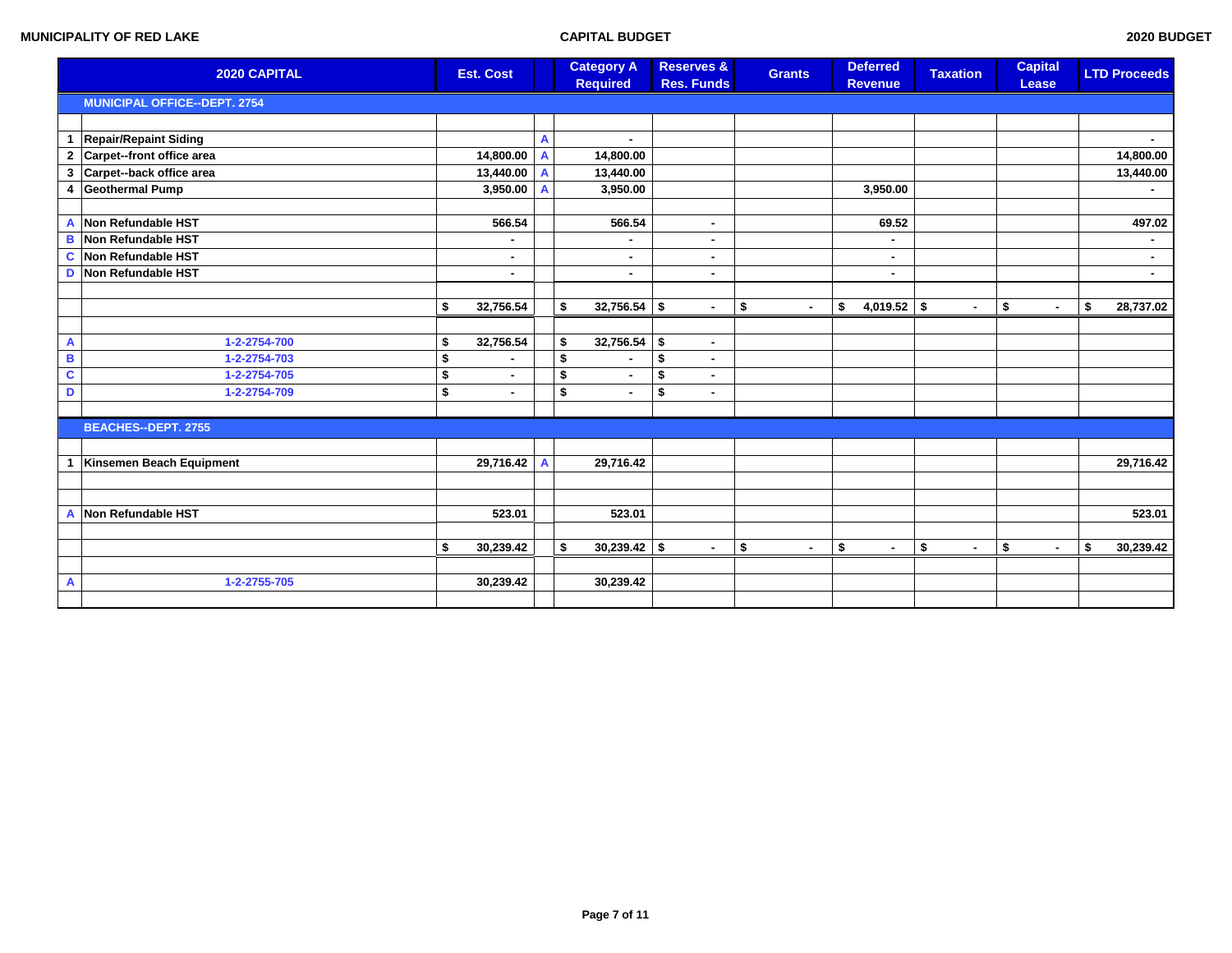MUNICIPALITY OF RED LAKE — CAPITAL BUDGET — 2020 BUDGET

| | 2020 CAPITAL | Est. Cost | | Category A Required | Reserves & Res. Funds | Grants | Deferred Revenue | Taxation | Capital Lease | LTD Proceeds |
|---|---|---|---|---|---|---|---|---|---|---|
| | **MUNICIPAL OFFICE--DEPT. 2754** | | | | | | | | | |
| | | | | | | | | | | |
| 1 | Repair/Repaint Siding | | A | - | | | | | | - |
| 2 | Carpet--front office area | 14,800.00 | A | 14,800.00 | | | | | | 14,800.00 |
| 3 | Carpet--back office area | 13,440.00 | A | 13,440.00 | | | | | | 13,440.00 |
| 4 | Geothermal Pump | 3,950.00 | A | 3,950.00 | | | 3,950.00 | | | - |
| | | | | | | | | | | |
| A | Non Refundable HST | 566.54 | | 566.54 | - | | 69.52 | | | 497.02 |
| B | Non Refundable HST | - | | - | - | | - | | | - |
| C | Non Refundable HST | - | | - | - | | - | | | - |
| D | Non Refundable HST | - | | - | - | | - | | | - |
| | | | | | | | | | | |
| | | $ 32,756.54 | | $ 32,756.54 | $ - | $ - | $ 4,019.52 | $ - | $ - | $ 28,737.02 |
| | | | | | | | | | | |
| A | 1-2-2754-700 | $ 32,756.54 | | $ 32,756.54 | $ - | | | | | |
| B | 1-2-2754-703 | $ - | | $ - | $ - | | | | | |
| C | 1-2-2754-705 | $ - | | $ - | $ - | | | | | |
| D | 1-2-2754-709 | $ - | | $ - | $ - | | | | | |
| | | | | | | | | | | |
| | **BEACHES--DEPT. 2755** | | | | | | | | | |
| | | | | | | | | | | |
| 1 | Kinsemen Beach Equipment | 29,716.42 | A | 29,716.42 | | | | | | 29,716.42 |
| | | | | | | | | | | |
| | | | | | | | | | | |
| A | Non Refundable HST | 523.01 | | 523.01 | | | | | | 523.01 |
| | | | | | | | | | | |
| | | $ 30,239.42 | | $ 30,239.42 | $ - | $ - | $ - | $ - | $ - | $ 30,239.42 |
| | | | | | | | | | | |
| A | 1-2-2755-705 | 30,239.42 | | 30,239.42 | | | | | | |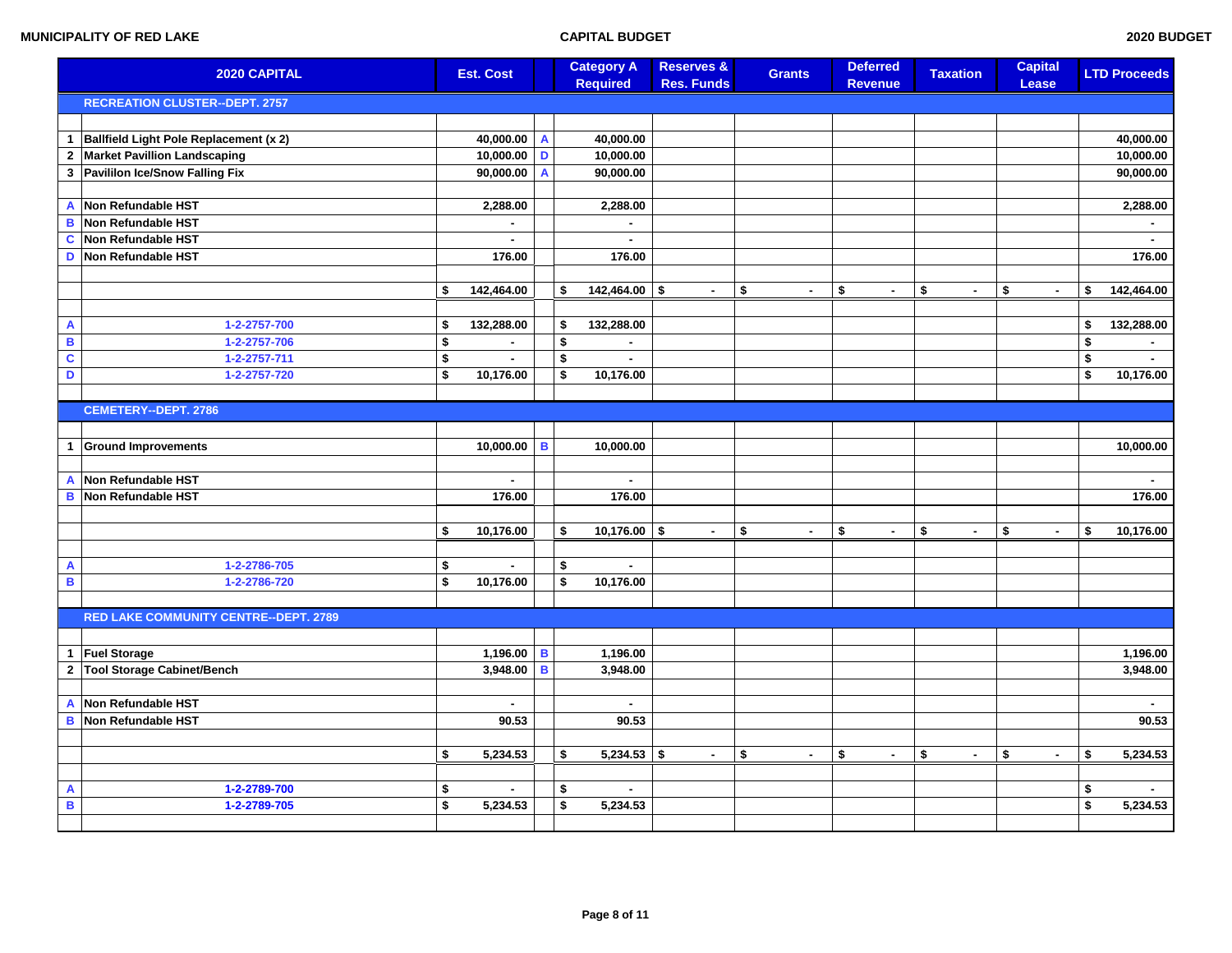**MUNICIPALITY OF RED LAKE** — **CAPITAL BUDGET** — **2020 BUDGET**

| | 2020 CAPITAL | Est. Cost | | Category A Required | Reserves & Res. Funds | Grants | Deferred Revenue | Taxation | Capital Lease | LTD Proceeds |
|---|---|---|---|---|---|---|---|---|---|---|
| | **RECREATION CLUSTER--DEPT. 2757** | | | | | | | | | |
| 1 | Ballfield Light Pole Replacement (x 2) | 40,000.00 | A | 40,000.00 | | | | | | 40,000.00 |
| 2 | Market Pavillion Landscaping | 10,000.00 | D | 10,000.00 | | | | | | 10,000.00 |
| 3 | Pavililon Ice/Snow Falling Fix | 90,000.00 | A | 90,000.00 | | | | | | 90,000.00 |
| A | Non Refundable HST | 2,288.00 | | 2,288.00 | | | | | | 2,288.00 |
| B | Non Refundable HST | - | | - | | | | | | - |
| C | Non Refundable HST | - | | - | | | | | | - |
| D | Non Refundable HST | 176.00 | | 176.00 | | | | | | 176.00 |
| | | $ 142,464.00 | | $ 142,464.00 | $ - | $ - | $ - | $ - | $ - | $ 142,464.00 |
| A | 1-2-2757-700 | $ 132,288.00 | | $ 132,288.00 | | | | | | $ 132,288.00 |
| B | 1-2-2757-706 | $ - | | $ - | | | | | | $ - |
| C | 1-2-2757-711 | $ - | | $ - | | | | | | $ - |
| D | 1-2-2757-720 | $ 10,176.00 | | $ 10,176.00 | | | | | | $ 10,176.00 |
| | **CEMETERY--DEPT. 2786** | | | | | | | | | |
| 1 | Ground Improvements | 10,000.00 | B | 10,000.00 | | | | | | 10,000.00 |
| A | Non Refundable HST | - | | - | | | | | | - |
| B | Non Refundable HST | 176.00 | | 176.00 | | | | | | 176.00 |
| | | $ 10,176.00 | | $ 10,176.00 | $ - | $ - | $ - | $ - | $ - | $ 10,176.00 |
| A | 1-2-2786-705 | $ - | | $ - | | | | | | |
| B | 1-2-2786-720 | $ 10,176.00 | | $ 10,176.00 | | | | | | |
| | **RED LAKE COMMUNITY CENTRE--DEPT. 2789** | | | | | | | | | |
| 1 | Fuel Storage | 1,196.00 | B | 1,196.00 | | | | | | 1,196.00 |
| 2 | Tool Storage Cabinet/Bench | 3,948.00 | B | 3,948.00 | | | | | | 3,948.00 |
| A | Non Refundable HST | - | | - | | | | | | - |
| B | Non Refundable HST | 90.53 | | 90.53 | | | | | | 90.53 |
| | | $ 5,234.53 | | $ 5,234.53 | $ - | $ - | $ - | $ - | $ - | $ 5,234.53 |
| A | 1-2-2789-700 | $ - | | $ - | | | | | | $ - |
| B | 1-2-2789-705 | $ 5,234.53 | | $ 5,234.53 | | | | | | $ 5,234.53 |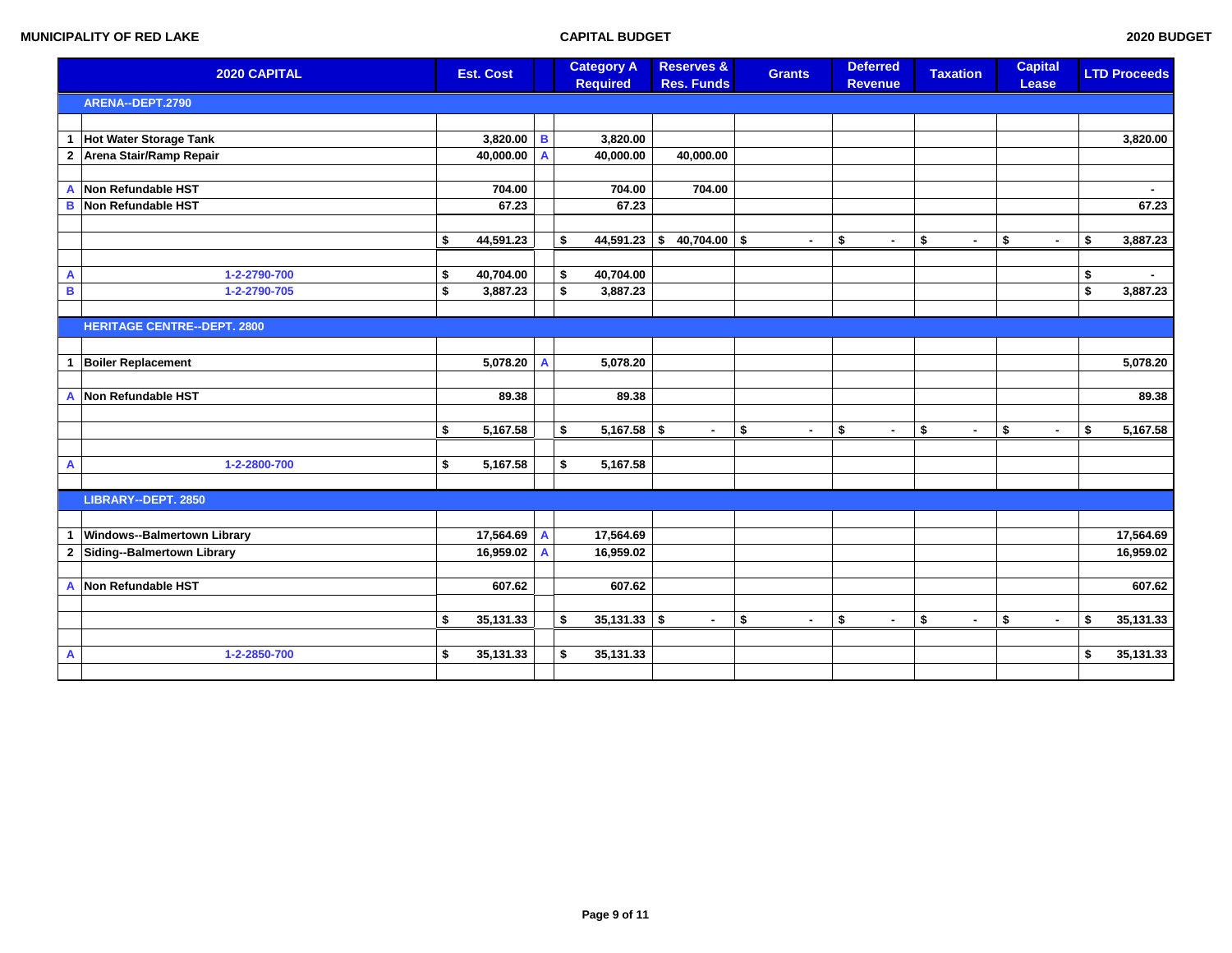MUNICIPALITY OF RED LAKE — CAPITAL BUDGET — 2020 BUDGET

| | 2020 CAPITAL | Est. Cost | | Category A Required | Reserves & Res. Funds | Grants | Deferred Revenue | Taxation | Capital Lease | LTD Proceeds |
|---|---|---|---|---|---|---|---|---|---|---|
| | **ARENA--DEPT.2790** | | | | | | | | | |
| 1 | Hot Water Storage Tank | 3,820.00 | B | 3,820.00 | | | | | | 3,820.00 |
| 2 | Arena Stair/Ramp Repair | 40,000.00 | A | 40,000.00 | 40,000.00 | | | | | |
| A | Non Refundable HST | 704.00 | | 704.00 | 704.00 | | | | | - |
| B | Non Refundable HST | 67.23 | | 67.23 | | | | | | 67.23 |
| | | $ 44,591.23 | | $ 44,591.23 | $ 40,704.00 | $ - | $ - | $ - | $ - | $ 3,887.23 |
| A | 1-2-2790-700 | $ 40,704.00 | | $ 40,704.00 | | | | | | $ - |
| B | 1-2-2790-705 | $ 3,887.23 | | $ 3,887.23 | | | | | | $ 3,887.23 |
| | **HERITAGE CENTRE--DEPT. 2800** | | | | | | | | | |
| 1 | Boiler Replacement | 5,078.20 | A | 5,078.20 | | | | | | 5,078.20 |
| A | Non Refundable HST | 89.38 | | 89.38 | | | | | | 89.38 |
| | | $ 5,167.58 | | $ 5,167.58 | $ - | $ - | $ - | $ - | $ - | $ 5,167.58 |
| A | 1-2-2800-700 | $ 5,167.58 | | $ 5,167.58 | | | | | | |
| | **LIBRARY--DEPT. 2850** | | | | | | | | | |
| 1 | Windows--Balmertown Library | 17,564.69 | A | 17,564.69 | | | | | | 17,564.69 |
| 2 | Siding--Balmertown Library | 16,959.02 | A | 16,959.02 | | | | | | 16,959.02 |
| A | Non Refundable HST | 607.62 | | 607.62 | | | | | | 607.62 |
| | | $ 35,131.33 | | $ 35,131.33 | $ - | $ - | $ - | $ - | $ - | $ 35,131.33 |
| A | 1-2-2850-700 | $ 35,131.33 | | $ 35,131.33 | | | | | | $ 35,131.33 |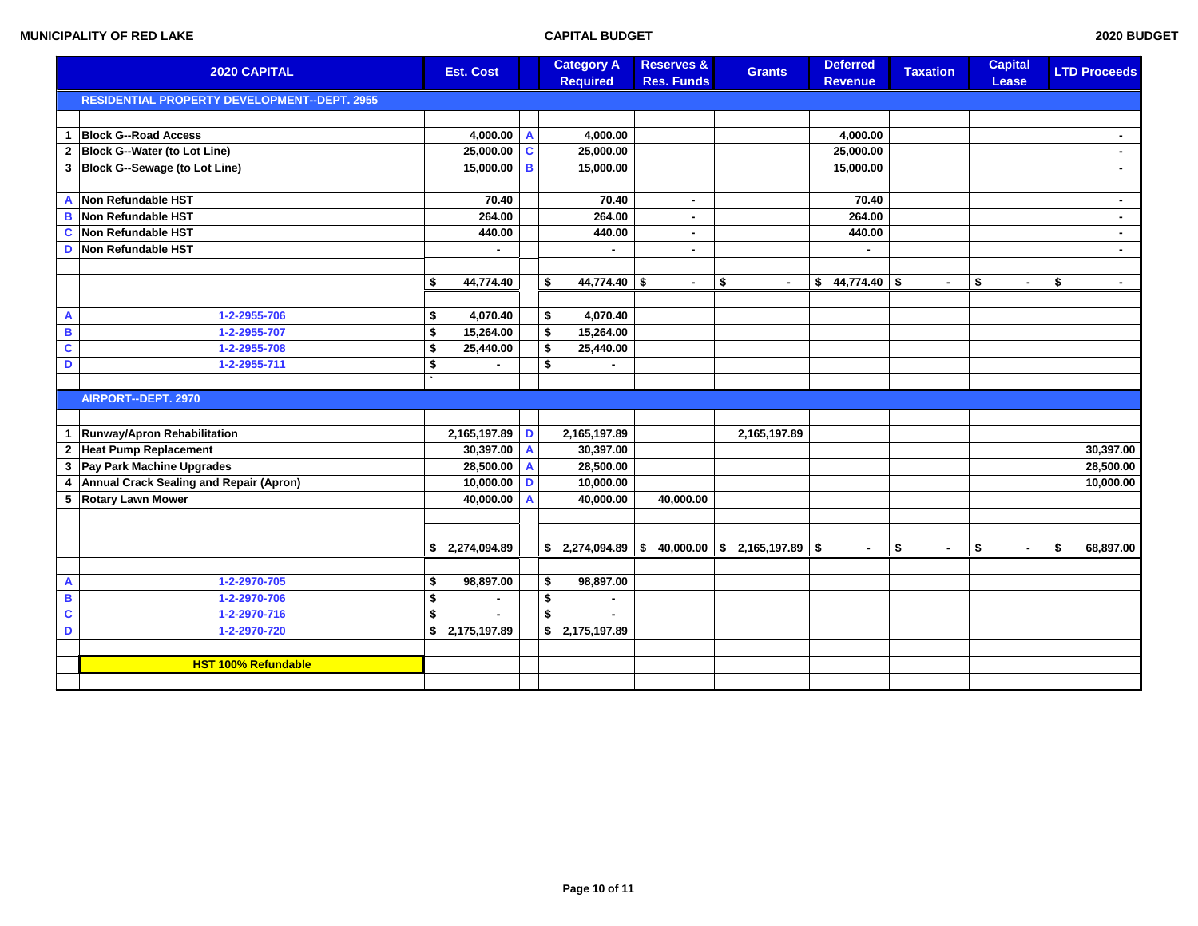**MUNICIPALITY OF RED LAKE** — **CAPITAL BUDGET** — **2020 BUDGET**

| | 2020 CAPITAL | Est. Cost | | Category A Required | Reserves & Res. Funds | Grants | Deferred Revenue | Taxation | Capital Lease | LTD Proceeds |
|---|---|---|---|---|---|---|---|---|---|---|
| | **RESIDENTIAL PROPERTY DEVELOPMENT--DEPT. 2955** | | | | | | | | | |
| | | | | | | | | | | |
| 1 | Block G--Road Access | 4,000.00 | A | 4,000.00 | | | 4,000.00 | | | - |
| 2 | Block G--Water (to Lot Line) | 25,000.00 | C | 25,000.00 | | | 25,000.00 | | | - |
| 3 | Block G--Sewage (to Lot Line) | 15,000.00 | B | 15,000.00 | | | 15,000.00 | | | - |
| | | | | | | | | | | |
| A | Non Refundable HST | 70.40 | | 70.40 | - | | 70.40 | | | - |
| B | Non Refundable HST | 264.00 | | 264.00 | - | | 264.00 | | | - |
| C | Non Refundable HST | 440.00 | | 440.00 | - | | 440.00 | | | - |
| D | Non Refundable HST | - | | - | - | | - | | | - |
| | | | | | | | | | | |
| | | $ 44,774.40 | | $ 44,774.40 | $ - | $ - | $ 44,774.40 | $ - | $ - | $ - |
| | | | | | | | | | | |
| A | 1-2-2955-706 | $ 4,070.40 | | $ 4,070.40 | | | | | | |
| B | 1-2-2955-707 | $ 15,264.00 | | $ 15,264.00 | | | | | | |
| C | 1-2-2955-708 | $ 25,440.00 | | $ 25,440.00 | | | | | | |
| D | 1-2-2955-711 | $ - | | $ - | | | | | | |
| | | ` | | | | | | | | |
| | **AIRPORT--DEPT. 2970** | | | | | | | | | |
| | | | | | | | | | | |
| 1 | Runway/Apron Rehabilitation | 2,165,197.89 | D | 2,165,197.89 | | 2,165,197.89 | | | | |
| 2 | Heat Pump Replacement | 30,397.00 | A | 30,397.00 | | | | | | 30,397.00 |
| 3 | Pay Park Machine Upgrades | 28,500.00 | A | 28,500.00 | | | | | | 28,500.00 |
| 4 | Annual Crack Sealing and Repair (Apron) | 10,000.00 | D | 10,000.00 | | | | | | 10,000.00 |
| 5 | Rotary Lawn Mower | 40,000.00 | A | 40,000.00 | 40,000.00 | | | | | |
| | | | | | | | | | | |
| | | | | | | | | | | |
| | | $ 2,274,094.89 | | $ 2,274,094.89 | $ 40,000.00 | $ 2,165,197.89 | $ - | $ - | $ - | $ 68,897.00 |
| | | | | | | | | | | |
| A | 1-2-2970-705 | $ 98,897.00 | | $ 98,897.00 | | | | | | |
| B | 1-2-2970-706 | $ - | | $ - | | | | | | |
| C | 1-2-2970-716 | $ - | | $ - | | | | | | |
| D | 1-2-2970-720 | $ 2,175,197.89 | | $ 2,175,197.89 | | | | | | |
| | | | | | | | | | | |
| | **HST 100% Refundable** | | | | | | | | | |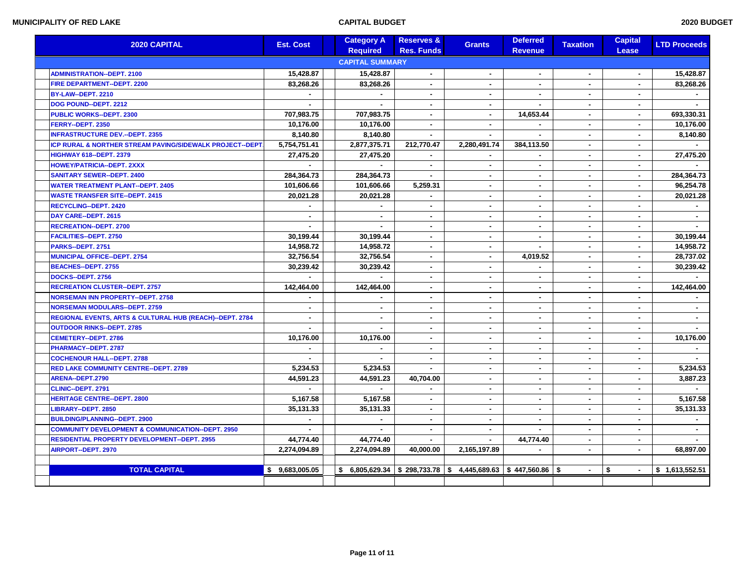| 2020 CAPITAL | Est. Cost | Category A Required | Reserves & Res. Funds | Grants | Deferred Revenue | Taxation | Capital Lease | LTD Proceeds |
|---|---|---|---|---|---|---|---|---|
| | | CAPITAL SUMMARY | | | | | | |
| ADMINISTRATION--DEPT. 2100 | 15,428.87 | 15,428.87 | - | - | - | - | - | 15,428.87 |
| FIRE DEPARTMENT--DEPT. 2200 | 83,268.26 | 83,268.26 | - | - | - | - | - | 83,268.26 |
| BY-LAW--DEPT. 2210 | - | - | - | - | - | - | - | - |
| DOG POUND--DEPT. 2212 | - | - | - | - | - | - | - | - |
| PUBLIC WORKS--DEPT. 2300 | 707,983.75 | 707,983.75 | - | - | 14,653.44 | - | - | 693,330.31 |
| FERRY--DEPT. 2350 | 10,176.00 | 10,176.00 | - | - | - | - | - | 10,176.00 |
| INFRASTRUCTURE DEV.--DEPT. 2355 | 8,140.80 | 8,140.80 | - | - | - | - | - | 8,140.80 |
| ICP RURAL & NORTHER STREAM PAVING/SIDEWALK PROJECT--DEPT. | 5,754,751.41 | 2,877,375.71 | 212,770.47 | 2,280,491.74 | 384,113.50 | - | - | - |
| HIGHWAY 618--DEPT. 2379 | 27,475.20 | 27,475.20 | - | - | - | - | - | 27,475.20 |
| HOWEY/PATRICIA--DEPT. 2XXX | - | - | - | - | - | - | - | - |
| SANITARY SEWER--DEPT. 2400 | 284,364.73 | 284,364.73 | - | - | - | - | - | 284,364.73 |
| WATER TREATMENT PLANT--DEPT. 2405 | 101,606.66 | 101,606.66 | 5,259.31 | - | - | - | - | 96,254.78 |
| WASTE TRANSFER SITE--DEPT. 2415 | 20,021.28 | 20,021.28 | - | - | - | - | - | 20,021.28 |
| RECYCLING--DEPT. 2420 | - | - | - | - | - | - | - | - |
| DAY CARE--DEPT. 2615 | - | - | - | - | - | - | - | - |
| RECREATION--DEPT. 2700 | - | - | - | - | - | - | - | - |
| FACILITIES--DEPT. 2750 | 30,199.44 | 30,199.44 | - | - | - | - | - | 30,199.44 |
| PARKS--DEPT. 2751 | 14,958.72 | 14,958.72 | - | - | - | - | - | 14,958.72 |
| MUNICIPAL OFFICE--DEPT. 2754 | 32,756.54 | 32,756.54 | - | - | 4,019.52 | - | - | 28,737.02 |
| BEACHES--DEPT. 2755 | 30,239.42 | 30,239.42 | - | - | - | - | - | 30,239.42 |
| DOCKS--DEPT. 2756 | - | - | - | - | - | - | - | - |
| RECREATION CLUSTER--DEPT. 2757 | 142,464.00 | 142,464.00 | - | - | - | - | - | 142,464.00 |
| NORSEMAN INN PROPERTY--DEPT. 2758 | - | - | - | - | - | - | - | - |
| NORSEMAN MODULARS--DEPT. 2759 | - | - | - | - | - | - | - | - |
| REGIONAL EVENTS, ARTS & CULTURAL HUB (REACH)--DEPT. 2784 | - | - | - | - | - | - | - | - |
| OUTDOOR RINKS--DEPT. 2785 | - | - | - | - | - | - | - | - |
| CEMETERY--DEPT. 2786 | 10,176.00 | 10,176.00 | - | - | - | - | - | 10,176.00 |
| PHARMACY--DEPT. 2787 | - | - | - | - | - | - | - | - |
| COCHENOUR HALL--DEPT. 2788 | - | - | - | - | - | - | - | - |
| RED LAKE COMMUNITY CENTRE--DEPT. 2789 | 5,234.53 | 5,234.53 | - | - | - | - | - | 5,234.53 |
| ARENA--DEPT.2790 | 44,591.23 | 44,591.23 | 40,704.00 | - | - | - | - | 3,887.23 |
| CLINIC--DEPT. 2791 | - | - | - | - | - | - | - | - |
| HERITAGE CENTRE--DEPT. 2800 | 5,167.58 | 5,167.58 | - | - | - | - | - | 5,167.58 |
| LIBRARY--DEPT. 2850 | 35,131.33 | 35,131.33 | - | - | - | - | - | 35,131.33 |
| BUILDING/PLANNING--DEPT. 2900 | - | - | - | - | - | - | - | - |
| COMMUNITY DEVELOPMENT & COMMUNICATION--DEPT. 2950 | - | - | - | - | - | - | - | - |
| RESIDENTIAL PROPERTY DEVELOPMENT--DEPT. 2955 | 44,774.40 | 44,774.40 | - | - | 44,774.40 | - | - | - |
| AIRPORT--DEPT. 2970 | 2,274,094.89 | 2,274,094.89 | 40,000.00 | 2,165,197.89 | - | - | - | 68,897.00 |
| TOTAL CAPITAL | $ 9,683,005.05 | $ 6,805,629.34 | $ 298,733.78 | $ 4,445,689.63 | $ 447,560.86 | $ - | $ - | $ 1,613,552.51 |